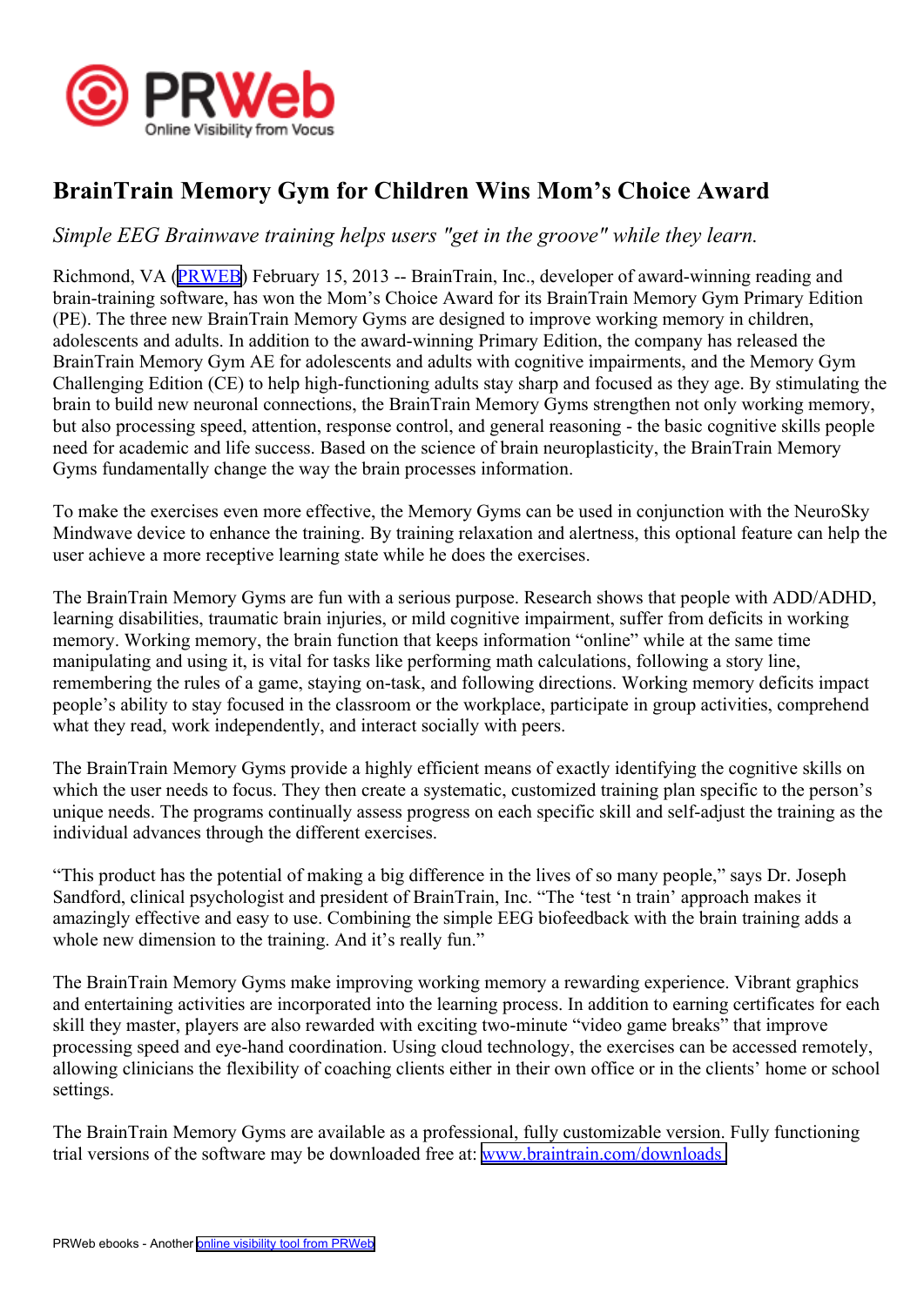# BrainTrain Memory Gym for Children Wins Mom's Choice Award

*Simple EEG Brainwave training helps users "get in the groove" while they learn.*

Richmond, VA (PRWEB) February 15, 2013 -- BrainTrain, Inc., developer of award-winning reading and brain-training software, has won the Mom's Choice Award for its BrainTrain Memory Gym Primary Edition (PE). The three new BrainTrain Memory Gyms are designed to improve working memory in children, adolescents and adults. In addition to the award-winning Primary Edition, the company has released the BrainTrain Memory Gym AE for adolescents and adults with cognitive impairments, and the Memory Gym Challenging Edition (CE) to help high-functioning adults stay sharp and focused as they age. By stimulating the brain to build new neuronal connections, the BrainTrain Memory Gyms strengthen not only working memory, but also processing speed, attention, response control, and general reasoning - the basic cognitive skills people need for academic and life success. Based on the science of brain neuroplasticity, the BrainTrain Memory Gyms fundamentally change the way the brain processes information.

To make the exercises even more effective, the Memory Gyms can be used in conjunction with the NeuroSky Mindwave device to enhance the training. By training relaxation and alertness, this optional feature can help the user achieve a more receptive learning state while he does the exercises.

The BrainTrain Memory Gyms are fun with a serious purpose. Research shows that people with ADD/ADHD, learning disabilities, traumatic brain injuries, or mild cognitive impairment, suffer from deficits in working memory. Working memory, the brain function that keeps information "online" while at the same time manipulating and using it, is vital for tasks like performing math calculations, following a story line, remembering the rules of a game, staying on-task, and following directions. Working memory deficits impact people's ability to stay focused in the classroom or the workplace, participate in group activities, comprehend what they read, work independently, and interact socially with peers.

The BrainTrain Memory Gyms provide a highly efficient means of exactly identifying the cognitive skills on which the user needs to focus. They then create a systematic, customized training plan specific to the person's unique needs. The programs continually assess progress on each specific skill and self-adjust the training as the individual advances through the different exercises.

"This product has the potential of making a big difference in the lives of so many people," says Dr. Joseph Sandford, clinical psychologist and president of BrainTrain, Inc. "The 'test 'n train' approach makes it amazingly effective and easy to use. Combining the simple EEG biofeedback with the brain training adds a whole new dimension to the training. And it's really fun."

The BrainTrain Memory Gyms make improving working memory a rewarding experience. Vibrant graphics and entertaining activities are incorporated into the learning process. In addition to earning certificates for each skill they master, players are also rewarded with exciting two-minute "video game breaks" that improve processing speed and eye-hand coordination. Using cloud technology, the exercises can be accessed remotely, allowing clinicians the flexibility of coaching clients either in their own office or in the clients' home or school settings.

The BrainTrain Memory Gyms are available as a professional, fully customizable version. Fully functioning trial versions of the software may be downloaded free at: www.braintrain.com/downloads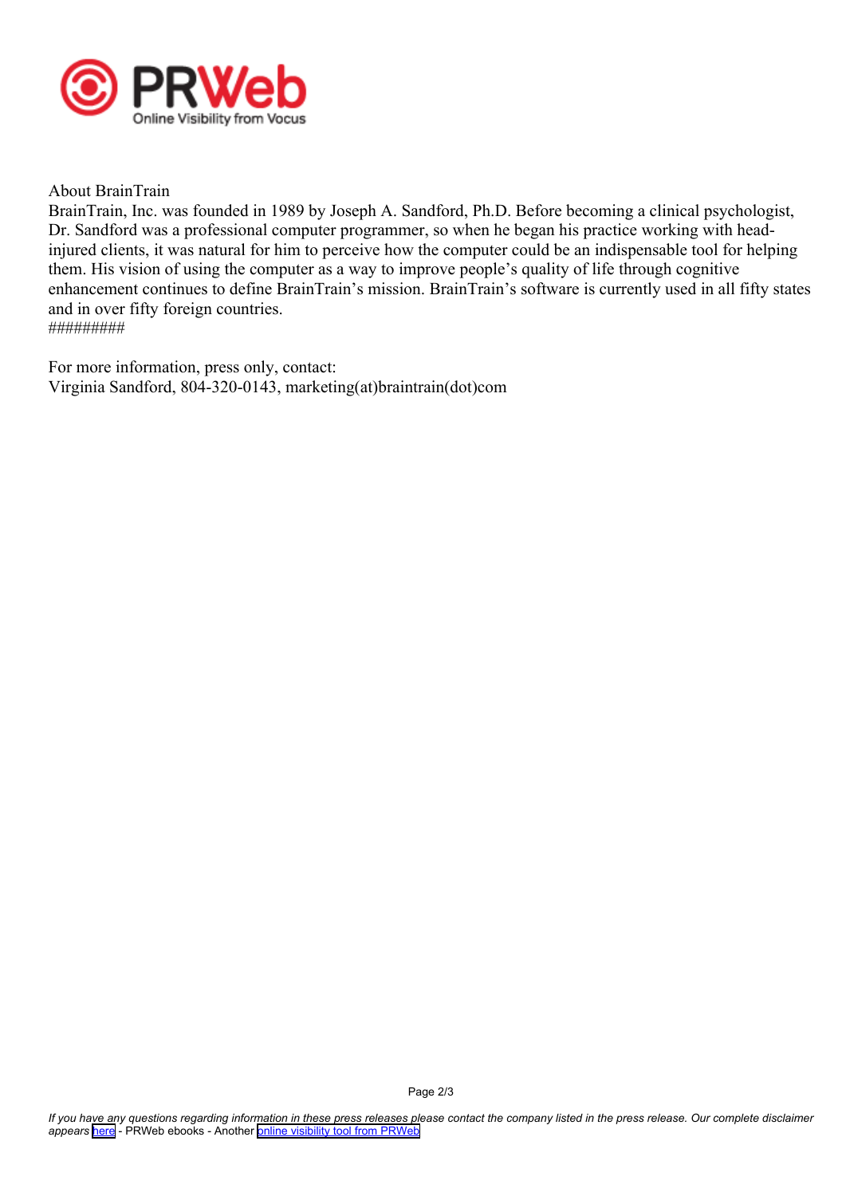About BrainTrain

BrainTrain, Inc. was founded in 1989 by Joseph A. Sandford, Ph.D. Before becoming a clinical psychologist, Dr. Sandford was a professional computer programmer, so when he began his practice working with head-injured clients, it was natural for him to perceive how the computer could be an indispensable tool for helping them. His vision of using the computer as a way to improve people's quality of life through cognitive enhancement continues to define BrainTrain's mission. BrainTrain's software is currently used in all fifty states and in over fifty foreign countries.

#########

For more information, press only, contact:

Virginia Sandford, 804-320-0143, marketing(at)braintrain(dot)com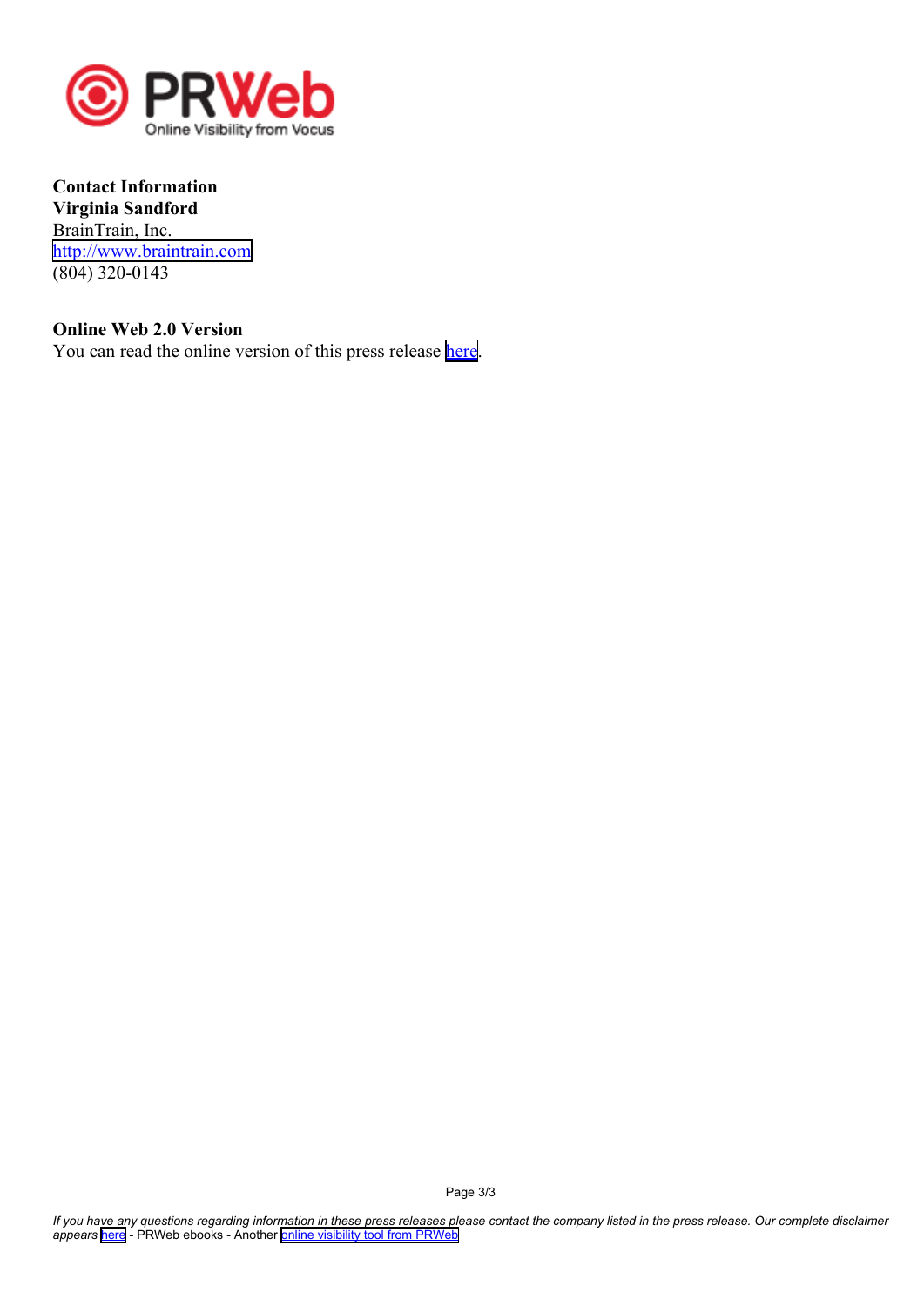**Contact Information**
**Virginia Sandford**
BrainTrain, Inc.
http://www.braintrain.com
(804) 320-0143

**Online Web 2.0 Version**
You can read the online version of this press release here.

*If you have any questions regarding information in these press releases please contact the company listed in the press release. Our complete disclaimer appears here* - PRWeb ebooks - Another online visibility tool from PRWeb